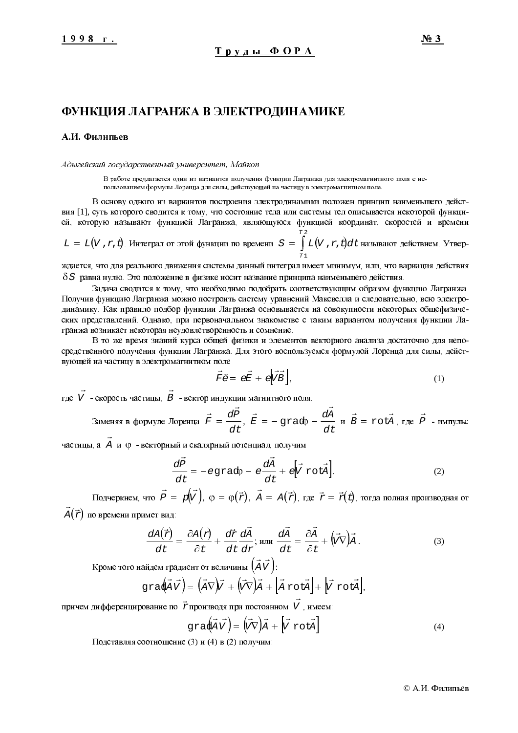# ФУНКЦИЯ ЛАГРАНЖА В ЭЛЕКТРОДИНАМИКЕ

**А.И. Филипьев**

*Адыгейский государственный университет, Майкоп*

В работе предлагается один из вариантов получения функции Лагранжа для электромагнитного поля с использованием формулы Лоренца для силы, действующей на частицу в электромагнитном поле.

В основу одного из вариантов построения электродинамики положен принцип наименьшего действия [1], суть которого сводится к тому, что состояние тела или системы тел описывается некоторой функцией, которую называют функцией Лагранжа, являющуюся функцией координат, скоростей и времени $L = L(V, r, t)$. Интеграл от этой функции по времени $S = \int\limits_{T1}^{T2} L(V, r, t)dt$ называют действием. Утверждается, что для реального движения системы данный интеграл имеет минимум, или, что вариация действия $\delta S$ равна нулю. Это положение в физике носит название принципа наименьшего действия.

Задача сводится к тому, что необходимо подобрать соответствующим образом функцию Лагранжа. Получив функцию Лагранжа можно построить систему уравнений Максвелла и следовательно, всю электродинамику. Как правило подбор функции Лагранжа основывается на совокупности некоторых общефизических представлений. Однако, при первоначальном знакомстве с таким вариантом получения функции Лагранжа возникает некоторая неудовлетворенность и сомнение.

В то же время знаний курса общей физики и элементов векторного анализа достаточно для непосредственного получения функции Лагранжа. Для этого воспользуемся формулой Лоренца для силы, действующей на частицу в электромагнитном поле

$$\vec{F} = e\vec{E} + e\left[\vec{V}\vec{B}\right], \tag{1}$$

где $\vec{V}$ - скорость частицы, $\vec{B}$ - вектор индукции магнитного поля.

Заменяя в формуле Лоренца $\vec{F} = \dfrac{d\vec{P}}{dt}$, $\vec{E} = -\text{grad}\varphi - \dfrac{d\vec{A}}{dt}$ и $\vec{B} = \text{rot}\vec{A}$, где $\vec{P}$ - импульс частицы, а $\vec{A}$ и $\varphi$ - векторный и скалярный потенциал, получим

$$\frac{d\vec{P}}{dt} = -e\,\text{grad}\varphi - e\frac{d\vec{A}}{dt} + e\left[\vec{V}\ \text{rot}\vec{A}\right]. \tag{2}$$

Подчеркнем, что $\vec{P} = p\left(\vec{V}\right)$, $\varphi = \varphi\left(\vec{r}\right)$, $\vec{A} = A\left(\vec{r}\right)$, где $\vec{r} = \vec{r}(t)$, тогда полная производная от $\vec{A}\left(\vec{r}\right)$ по времени примет вид:

$$\frac{dA\left(\vec{r}\right)}{dt} = \frac{\partial A\left(r\right)}{\partial t} + \frac{d\vec{r}}{dt}\frac{d\vec{A}}{dr};\ \text{или}\ \frac{d\vec{A}}{dt} = \frac{\partial\vec{A}}{\partial t} + \left(\vec{V}\nabla\right)\vec{A}. \tag{3}$$

Кроме того найдем градиент от величины $\left(\vec{A}\vec{V}\right)$:

$$\text{grad}\left(\vec{A}\vec{V}\right) = \left(\vec{A}\nabla\right)\vec{V} + \left(\vec{V}\nabla\right)\vec{A} + \left[\vec{A}\ \text{rot}\vec{A}\right] + \left[\vec{V}\ \text{rot}\vec{A}\right],$$

причем дифференцирование по $\vec{r}$ производя при постоянном $\vec{V}$, имеем:

$$\text{grad}\left(\vec{A}\vec{V}\right) = \left(\vec{V}\nabla\right)\vec{A} + \left[\vec{V}\ \text{rot}\vec{A}\right] \tag{4}$$

Подставляя соотношение (3) и (4) в (2) получим:

© А.И. Филипьев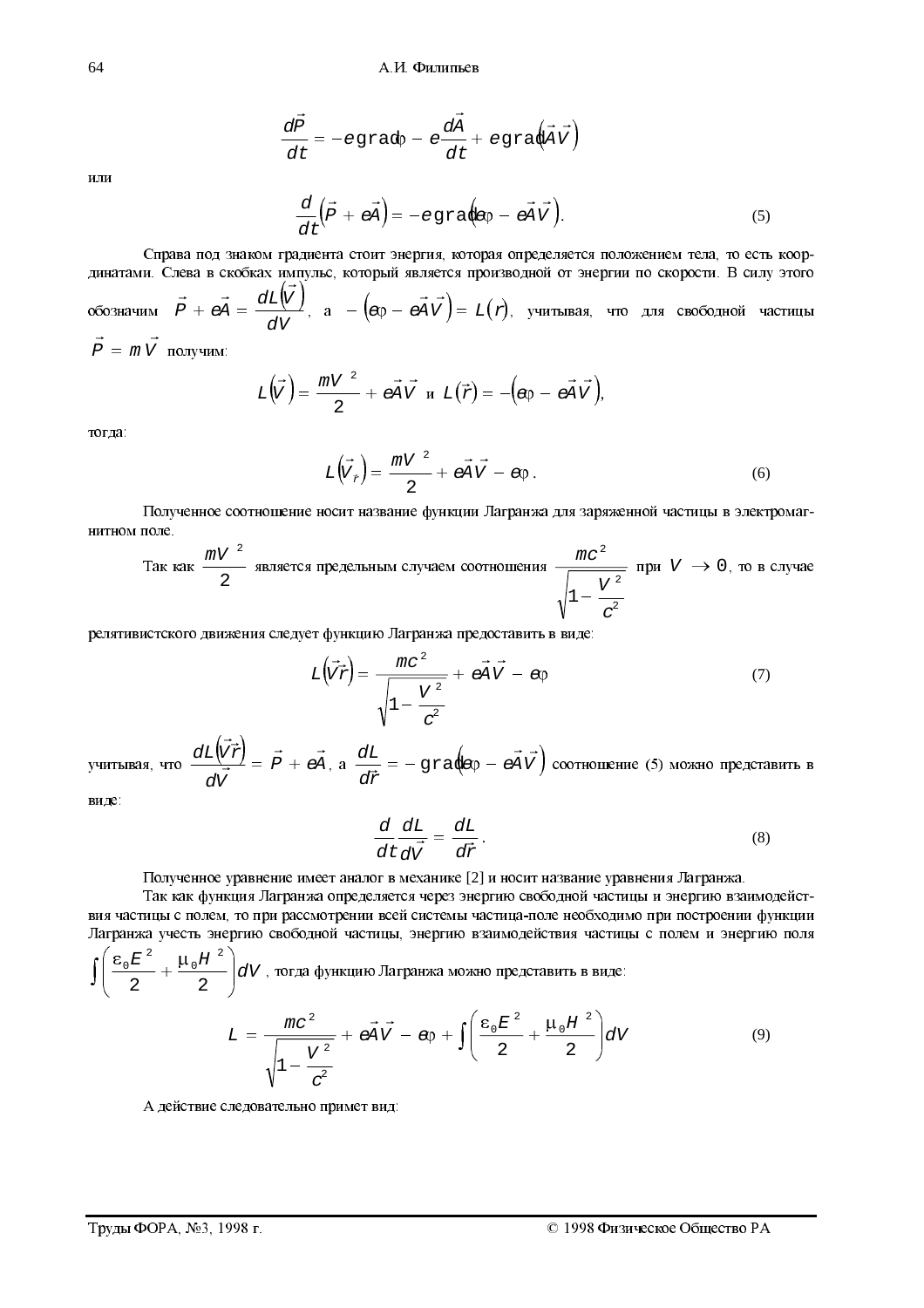$$\frac{d\vec{P}}{dt} = -e\,\mathrm{grad}\varphi - e\frac{d\vec{A}}{dt} + e\,\mathrm{grad}\left(\vec{A}\vec{V}\right)$$

или

$$\frac{d}{dt}\left(\vec{P} + e\vec{A}\right) = -\mathrm{grad}\left(e\varphi - e\vec{A}\vec{V}\right). \tag{5}$$

Справа под знаком градиента стоит энергия, которая определяется положением тела, то есть координатами. Слева в скобках импульс, который является производной от энергии по скорости. В силу этого обозначим $\vec{P} + e\vec{A} = \dfrac{dL\left(\vec{V}\right)}{dV}$, а $-\left(e\varphi - e\vec{A}\vec{V}\right) = L(r)$, учитывая, что для свободной частицы $\vec{P} = m\vec{V}$ получим:

$$L\left(\vec{V}\right) = \frac{mV^2}{2} + e\vec{A}\vec{V} \text{ и } L(\vec{r}) = -\left(e\varphi - e\vec{A}\vec{V}\right),$$

тогда:

$$L\left(\vec{V}_{\vec{r}}\right) = \frac{mV^2}{2} + e\vec{A}\vec{V} - e\varphi. \tag{6}$$

Полученное соотношение носит название функции Лагранжа для заряженной частицы в электромагнитном поле.

Так как $\dfrac{mV^2}{2}$ является предельным случаем соотношения $\dfrac{mc^2}{\sqrt{1-\dfrac{V^2}{c^2}}}$ при $V \to 0$, то в случае релятивистского движения следует функцию Лагранжа предоставить в виде:

$$L\left(\vec{V}\vec{r}\right) = \frac{mc^2}{\sqrt{1-\dfrac{V^2}{c^2}}} + e\vec{A}\vec{V} - e\varphi \tag{7}$$

учитывая, что $\dfrac{dL\left(\vec{V}\vec{r}\right)}{d\vec{V}} = \vec{P} + e\vec{A}$, а $\dfrac{dL}{d\vec{r}} = -\mathrm{grad}\left(e\varphi - e\vec{A}\vec{V}\right)$ соотношение (5) можно представить в виде:

$$\frac{d}{dt}\frac{dL}{d\vec{V}} = \frac{dL}{d\vec{r}}. \tag{8}$$

Полученное уравнение имеет аналог в механике [2] и носит название уравнения Лагранжа.

Так как функция Лагранжа определяется через энергию свободной частицы и энергию взаимодействия частицы с полем, то при рассмотрении всей системы частица-поле необходимо при построении функции Лагранжа учесть энергию свободной частицы, энергию взаимодействия частицы с полем и энергию поля $\int\left(\dfrac{\varepsilon_0 E^2}{2} + \dfrac{\mu_0 H^2}{2}\right)dV$, тогда функцию Лагранжа можно представить в виде:

$$L = \frac{mc^2}{\sqrt{1-\dfrac{V^2}{c^2}}} + e\vec{A}\vec{V} - e\varphi + \int\left(\frac{\varepsilon_0 E^2}{2} + \frac{\mu_0 H^2}{2}\right)dV \tag{9}$$

А действие следовательно примет вид: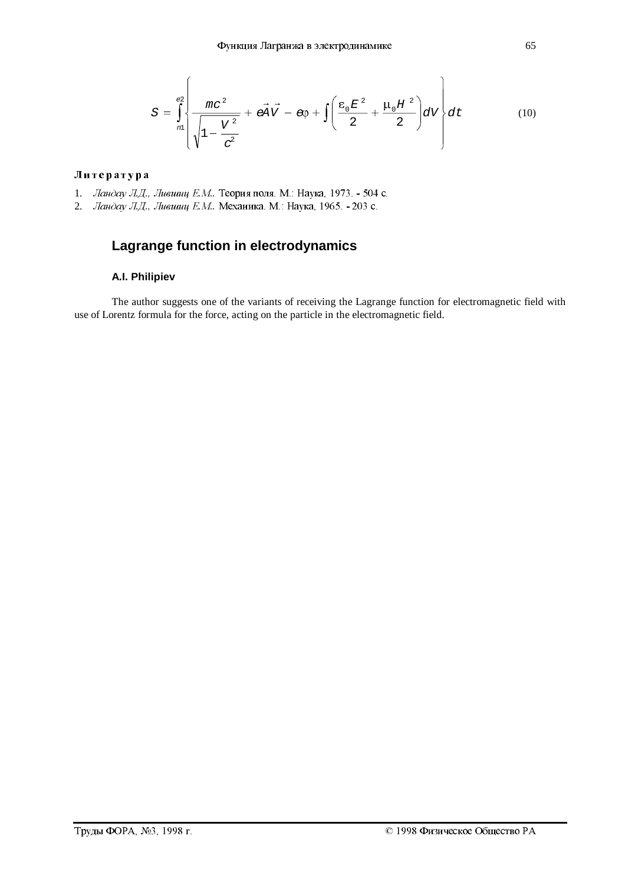$$S = \int_{t1}^{t2} \left\{ \frac{mc^2}{\sqrt{1 - \frac{V^2}{c^2}}} + e\vec{A}\vec{V} - e\varphi + \int \left( \frac{\varepsilon_0 E^2}{2} + \frac{\mu_0 H^2}{2} \right) dV \right\} dt \qquad (10)$$

**Литература**

1. *Ландау Л.Д., Лившиц Е.М.*. Теория поля. М.: Наука, 1973. - 504 с.
2. *Ландау Л.Д., Лившиц Е.М.*. Механика. М.: Наука, 1965. - 203 с.

## Lagrange function in electrodynamics

**A.I. Philipiev**

The author suggests one of the variants of receiving the Lagrange function for electromagnetic field with use of Lorentz formula for the force, acting on the particle in the electromagnetic field.